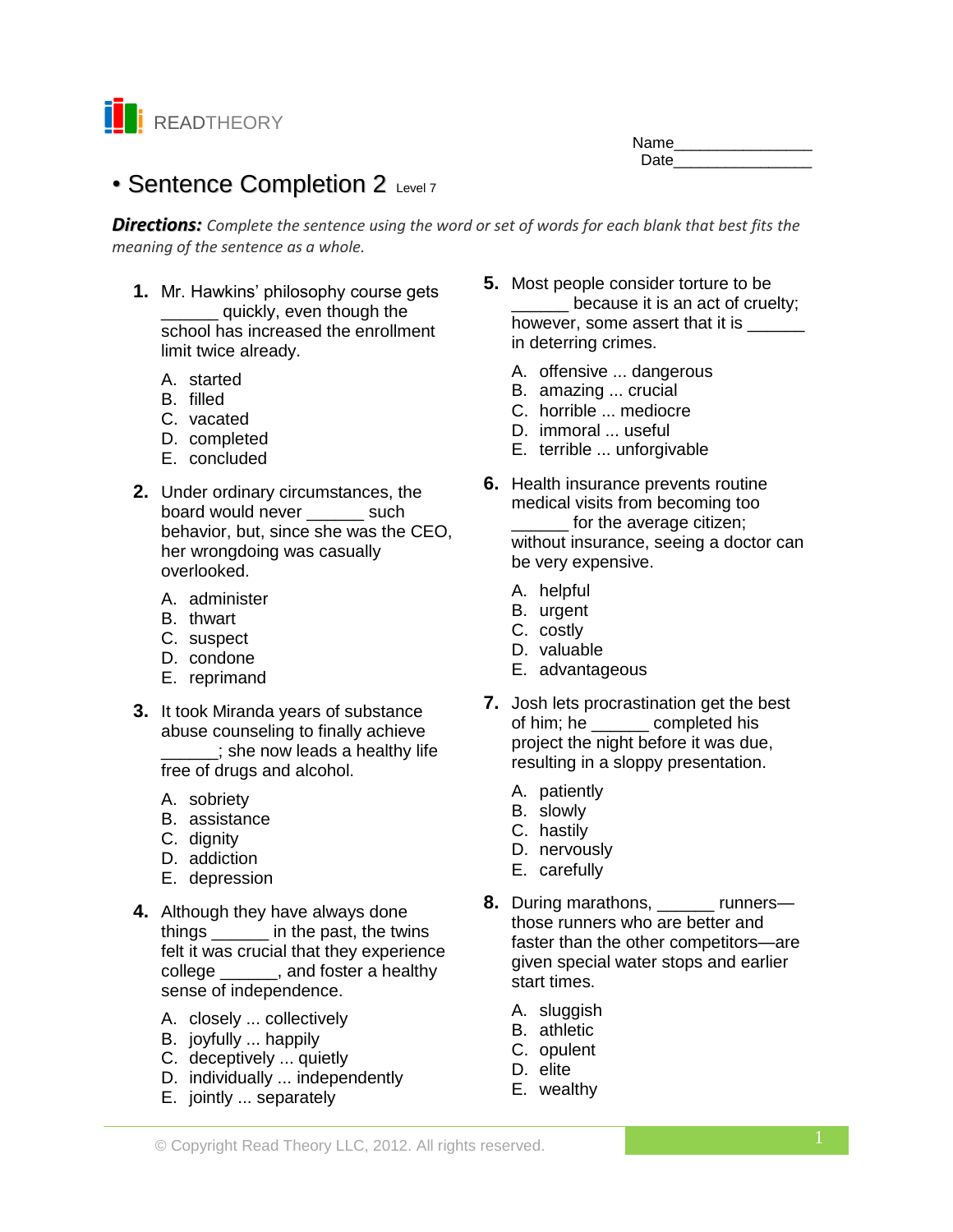READTHEORY

Name________________
Date________________

# • Sentence Completion 2 Level 7

***Directions:*** *Complete the sentence using the word or set of words for each blank that best fits the meaning of the sentence as a whole.*

**1.** Mr. Hawkins' philosophy course gets ______ quickly, even though the school has increased the enrollment limit twice already.

A. started
B. filled
C. vacated
D. completed
E. concluded

**2.** Under ordinary circumstances, the board would never ______ such behavior, but, since she was the CEO, her wrongdoing was casually overlooked.

A. administer
B. thwart
C. suspect
D. condone
E. reprimand

**3.** It took Miranda years of substance abuse counseling to finally achieve ______; she now leads a healthy life free of drugs and alcohol.

A. sobriety
B. assistance
C. dignity
D. addiction
E. depression

**4.** Although they have always done things ______ in the past, the twins felt it was crucial that they experience college ______, and foster a healthy sense of independence.

A. closely ... collectively
B. joyfully ... happily
C. deceptively ... quietly
D. individually ... independently
E. jointly ... separately

**5.** Most people consider torture to be ______ because it is an act of cruelty; however, some assert that it is ______ in deterring crimes.

A. offensive ... dangerous
B. amazing ... crucial
C. horrible ... mediocre
D. immoral ... useful
E. terrible ... unforgivable

**6.** Health insurance prevents routine medical visits from becoming too ______ for the average citizen; without insurance, seeing a doctor can be very expensive.

A. helpful
B. urgent
C. costly
D. valuable
E. advantageous

**7.** Josh lets procrastination get the best of him; he ______ completed his project the night before it was due, resulting in a sloppy presentation.

A. patiently
B. slowly
C. hastily
D. nervously
E. carefully

**8.** During marathons, ______ runners—those runners who are better and faster than the other competitors—are given special water stops and earlier start times.

A. sluggish
B. athletic
C. opulent
D. elite
E. wealthy

© Copyright Read Theory LLC, 2012. All rights reserved.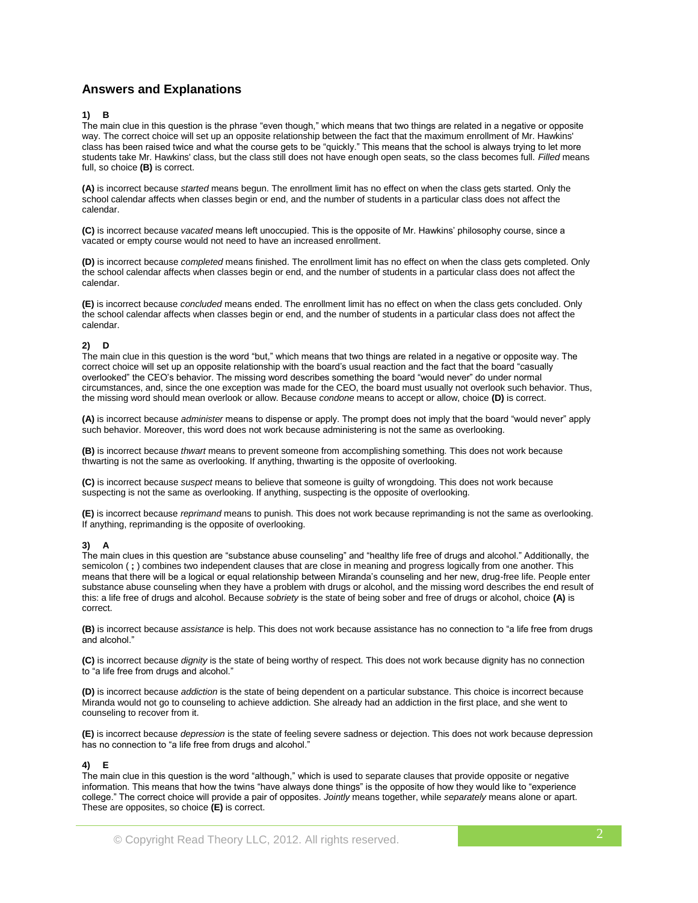## Answers and Explanations

**1) B**

The main clue in this question is the phrase “even though,” which means that two things are related in a negative or opposite way. The correct choice will set up an opposite relationship between the fact that the maximum enrollment of Mr. Hawkins' class has been raised twice and what the course gets to be “quickly.” This means that the school is always trying to let more students take Mr. Hawkins' class, but the class still does not have enough open seats, so the class becomes full. *Filled* means full, so choice **(B)** is correct.

**(A)** is incorrect because *started* means begun. The enrollment limit has no effect on when the class gets started. Only the school calendar affects when classes begin or end, and the number of students in a particular class does not affect the calendar.

**(C)** is incorrect because *vacated* means left unoccupied. This is the opposite of Mr. Hawkins' philosophy course, since a vacated or empty course would not need to have an increased enrollment.

**(D)** is incorrect because *completed* means finished. The enrollment limit has no effect on when the class gets completed. Only the school calendar affects when classes begin or end, and the number of students in a particular class does not affect the calendar.

**(E)** is incorrect because *concluded* means ended. The enrollment limit has no effect on when the class gets concluded. Only the school calendar affects when classes begin or end, and the number of students in a particular class does not affect the calendar.

**2) D**

The main clue in this question is the word “but,” which means that two things are related in a negative or opposite way. The correct choice will set up an opposite relationship with the board's usual reaction and the fact that the board “casually overlooked” the CEO's behavior. The missing word describes something the board “would never” do under normal circumstances, and, since the one exception was made for the CEO, the board must usually not overlook such behavior. Thus, the missing word should mean overlook or allow. Because *condone* means to accept or allow, choice **(D)** is correct.

**(A)** is incorrect because *administer* means to dispense or apply. The prompt does not imply that the board “would never” apply such behavior. Moreover, this word does not work because administering is not the same as overlooking.

**(B)** is incorrect because *thwart* means to prevent someone from accomplishing something. This does not work because thwarting is not the same as overlooking. If anything, thwarting is the opposite of overlooking.

**(C)** is incorrect because *suspect* means to believe that someone is guilty of wrongdoing. This does not work because suspecting is not the same as overlooking. If anything, suspecting is the opposite of overlooking.

**(E)** is incorrect because *reprimand* means to punish. This does not work because reprimanding is not the same as overlooking. If anything, reprimanding is the opposite of overlooking.

**3) A**

The main clues in this question are “substance abuse counseling” and “healthy life free of drugs and alcohol.” Additionally, the semicolon ( **;** ) combines two independent clauses that are close in meaning and progress logically from one another. This means that there will be a logical or equal relationship between Miranda's counseling and her new, drug-free life. People enter substance abuse counseling when they have a problem with drugs or alcohol, and the missing word describes the end result of this: a life free of drugs and alcohol. Because *sobriety* is the state of being sober and free of drugs or alcohol, choice **(A)** is correct.

**(B)** is incorrect because *assistance* is help. This does not work because assistance has no connection to “a life free from drugs and alcohol.”

**(C)** is incorrect because *dignity* is the state of being worthy of respect. This does not work because dignity has no connection to “a life free from drugs and alcohol.”

**(D)** is incorrect because *addiction* is the state of being dependent on a particular substance. This choice is incorrect because Miranda would not go to counseling to achieve addiction. She already had an addiction in the first place, and she went to counseling to recover from it.

**(E)** is incorrect because *depression* is the state of feeling severe sadness or dejection. This does not work because depression has no connection to “a life free from drugs and alcohol.”

**4) E**

The main clue in this question is the word “although,” which is used to separate clauses that provide opposite or negative information. This means that how the twins “have always done things” is the opposite of how they would like to “experience college.” The correct choice will provide a pair of opposites. *Jointly* means together, while *separately* means alone or apart. These are opposites, so choice **(E)** is correct.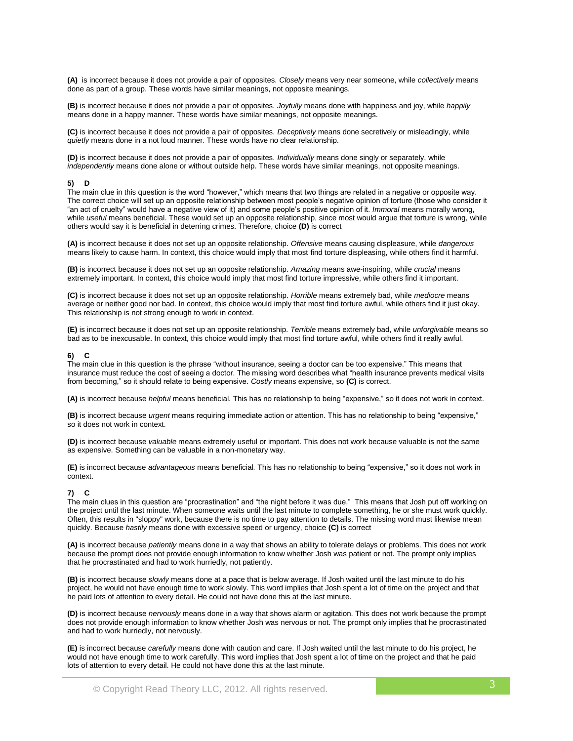**(A)** is incorrect because it does not provide a pair of opposites. *Closely* means very near someone, while *collectively* means done as part of a group. These words have similar meanings, not opposite meanings.

**(B)** is incorrect because it does not provide a pair of opposites. *Joyfully* means done with happiness and joy, while *happily* means done in a happy manner. These words have similar meanings, not opposite meanings.

**(C)** is incorrect because it does not provide a pair of opposites. *Deceptively* means done secretively or misleadingly, while *quietly* means done in a not loud manner. These words have no clear relationship.

**(D)** is incorrect because it does not provide a pair of opposites. *Individually* means done singly or separately, while *independently* means done alone or without outside help. These words have similar meanings, not opposite meanings.

**5) D**

The main clue in this question is the word "however," which means that two things are related in a negative or opposite way. The correct choice will set up an opposite relationship between most people's negative opinion of torture (those who consider it "an act of cruelty" would have a negative view of it) and some people's positive opinion of it. *Immoral* means morally wrong, while *useful* means beneficial. These would set up an opposite relationship, since most would argue that torture is wrong, while others would say it is beneficial in deterring crimes. Therefore, choice **(D)** is correct

**(A)** is incorrect because it does not set up an opposite relationship. *Offensive* means causing displeasure, while *dangerous* means likely to cause harm. In context, this choice would imply that most find torture displeasing, while others find it harmful.

**(B)** is incorrect because it does not set up an opposite relationship. *Amazing* means awe-inspiring, while *crucial* means extremely important. In context, this choice would imply that most find torture impressive, while others find it important.

**(C)** is incorrect because it does not set up an opposite relationship. *Horrible* means extremely bad, while *mediocre* means average or neither good nor bad. In context, this choice would imply that most find torture awful, while others find it just okay. This relationship is not strong enough to work in context.

**(E)** is incorrect because it does not set up an opposite relationship. *Terrible* means extremely bad, while *unforgivable* means so bad as to be inexcusable. In context, this choice would imply that most find torture awful, while others find it really awful.

**6) C**

The main clue in this question is the phrase "without insurance, seeing a doctor can be too expensive." This means that insurance must reduce the cost of seeing a doctor. The missing word describes what "health insurance prevents medical visits from becoming," so it should relate to being expensive. *Costly* means expensive, so **(C)** is correct.

**(A)** is incorrect because *helpful* means beneficial. This has no relationship to being "expensive," so it does not work in context.

**(B)** is incorrect because *urgent* means requiring immediate action or attention. This has no relationship to being "expensive," so it does not work in context.

**(D)** is incorrect because *valuable* means extremely useful or important. This does not work because valuable is not the same as expensive. Something can be valuable in a non-monetary way.

**(E)** is incorrect because *advantageous* means beneficial. This has no relationship to being "expensive," so it does not work in context.

**7) C**

The main clues in this question are "procrastination" and "the night before it was due." This means that Josh put off working on the project until the last minute. When someone waits until the last minute to complete something, he or she must work quickly. Often, this results in "sloppy" work, because there is no time to pay attention to details. The missing word must likewise mean quickly. Because *hastily* means done with excessive speed or urgency, choice **(C)** is correct

**(A)** is incorrect because *patiently* means done in a way that shows an ability to tolerate delays or problems. This does not work because the prompt does not provide enough information to know whether Josh was patient or not. The prompt only implies that he procrastinated and had to work hurriedly, not patiently.

**(B)** is incorrect because *slowly* means done at a pace that is below average. If Josh waited until the last minute to do his project, he would not have enough time to work slowly. This word implies that Josh spent a lot of time on the project and that he paid lots of attention to every detail. He could not have done this at the last minute.

**(D)** is incorrect because *nervously* means done in a way that shows alarm or agitation. This does not work because the prompt does not provide enough information to know whether Josh was nervous or not. The prompt only implies that he procrastinated and had to work hurriedly, not nervously.

**(E)** is incorrect because *carefully* means done with caution and care. If Josh waited until the last minute to do his project, he would not have enough time to work carefully. This word implies that Josh spent a lot of time on the project and that he paid lots of attention to every detail. He could not have done this at the last minute.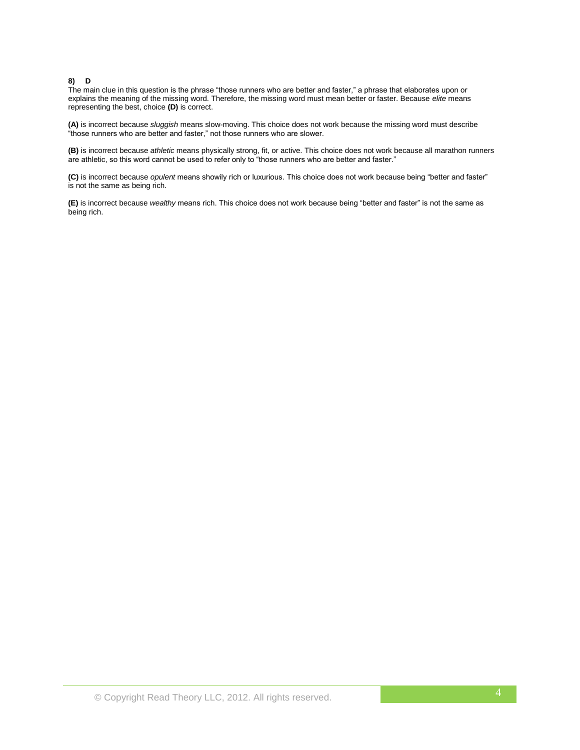**8) D**

The main clue in this question is the phrase "those runners who are better and faster," a phrase that elaborates upon or explains the meaning of the missing word. Therefore, the missing word must mean better or faster. Because *elite* means representing the best, choice **(D)** is correct.

**(A)** is incorrect because *sluggish* means slow-moving. This choice does not work because the missing word must describe "those runners who are better and faster," not those runners who are slower.

**(B)** is incorrect because *athletic* means physically strong, fit, or active. This choice does not work because all marathon runners are athletic, so this word cannot be used to refer only to "those runners who are better and faster."

**(C)** is incorrect because *opulent* means showily rich or luxurious. This choice does not work because being "better and faster" is not the same as being rich.

**(E)** is incorrect because *wealthy* means rich. This choice does not work because being "better and faster" is not the same as being rich.